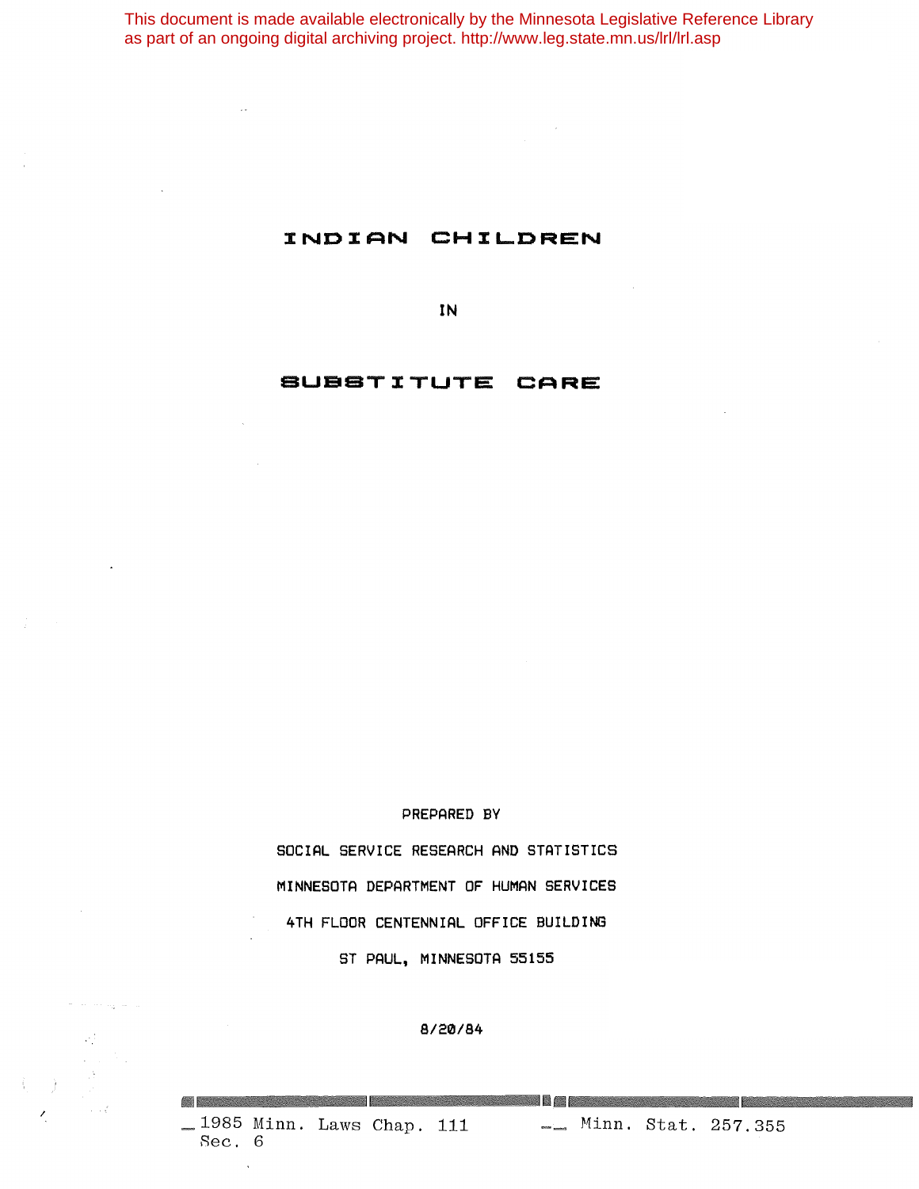This document is made available electronically by the Minnesota Legislative Reference Library as part of an ongoing digital archiving project. http://www.leg.state.mn.us/lrl/lrl.asp

# INDIAN CHILDREN

# IN

# SUBSTITUTE CARE

PREPARED BY

SOCIAL SERVICE RESEARCH AND STATISTICS

MINNESOTA DEPARTMENT OF HUMAN SERVICES

4TH FLOOR CENTENNIAL OFFICE BUILDING

ST PAUL, MINNESOTA 55155

8/20/84

1985 Minn. Laws Chap. 111 Sec. 6 — Minn. Stat. 257.355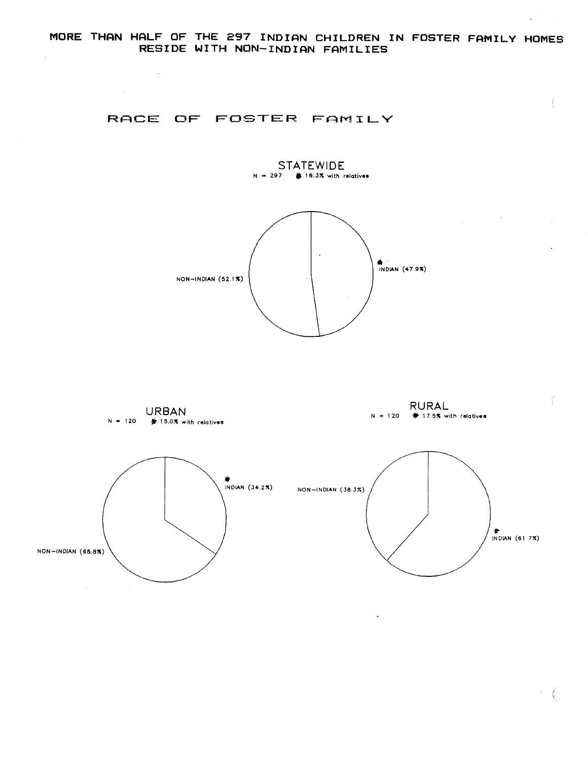# MORE THAN HALF OF THE 297 INDIAN CHILDREN IN FOSTER FAMILY HOMES RESIDE WITH NON-INDIAN FAMILIES

## RACE OF FOSTER FAMILY

### STATEWIDE

N = 297 * 16.3% with relatives

NON-INDIAN (52.1%)

* INDIAN (47.9%)

### URBAN

N = 120 * 15.0% with relatives

* INDIAN (34.2%)

NON-INDIAN (65.8%)

### RURAL

N = 120 * 17.5% with relatives

NON-INDIAN (38.3%)

* INDIAN (61.7%)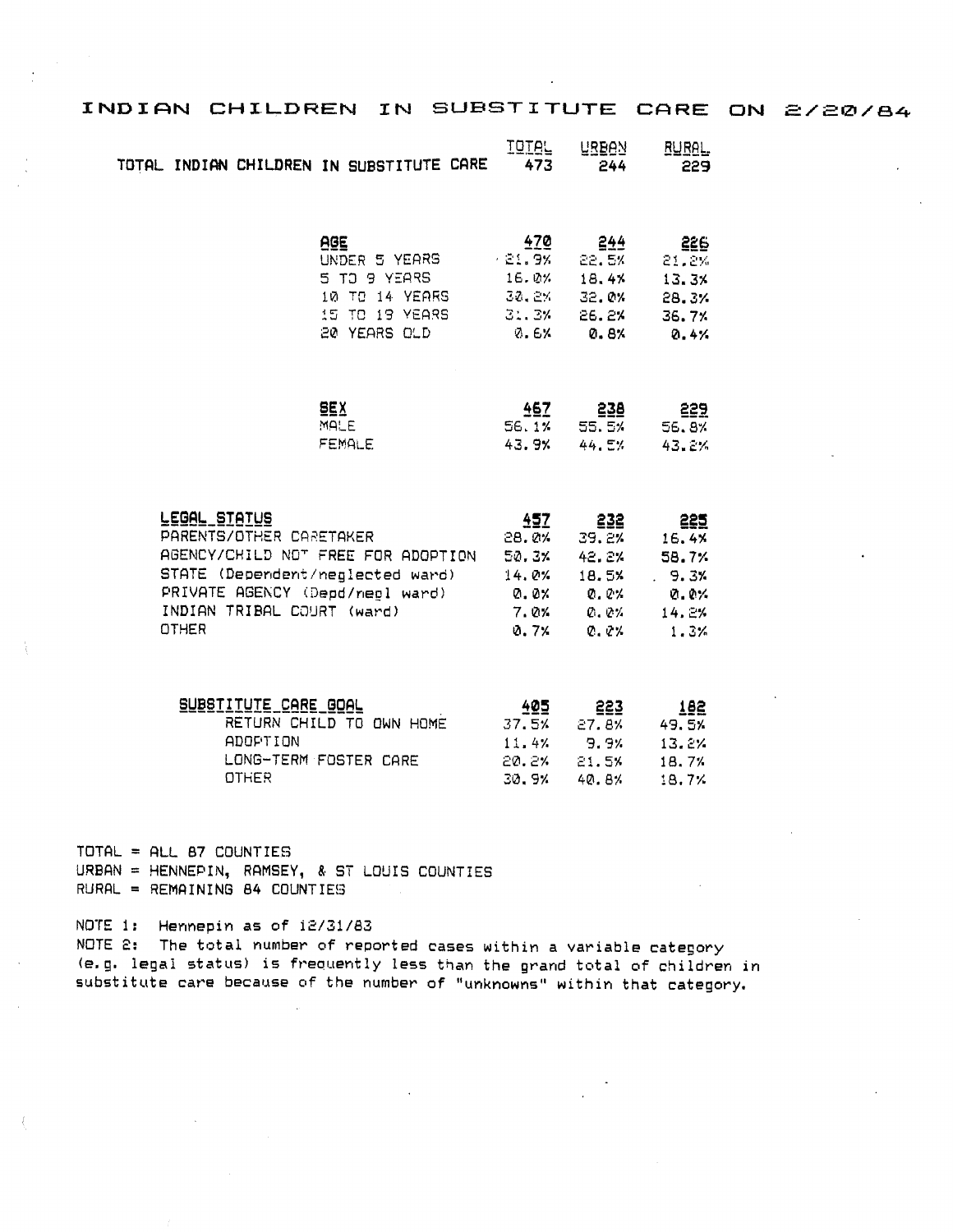# INDIAN CHILDREN IN SUBSTITUTE CARE ON 2/20/84

| | TOTAL | URBAN | RURAL |
|---|---|---|---|
| TOTAL INDIAN CHILDREN IN SUBSTITUTE CARE | 473 | 244 | 229 |
| | | | |
| **AGE** | **470** | **244** | **226** |
| UNDER 5 YEARS | 21.9% | 22.5% | 21.2% |
| 5 TO 9 YEARS | 16.0% | 18.4% | 13.3% |
| 10 TO 14 YEARS | 30.2% | 32.0% | 28.3% |
| 15 TO 19 YEARS | 31.3% | 26.2% | 36.7% |
| 20 YEARS OLD | 0.6% | 0.8% | 0.4% |
| | | | |
| **SEX** | **467** | **238** | **229** |
| MALE | 56.1% | 55.5% | 56.8% |
| FEMALE | 43.9% | 44.5% | 43.2% |
| | | | |
| **LEGAL STATUS** | **457** | **232** | **225** |
| PARENTS/OTHER CARETAKER | 28.0% | 39.2% | 16.4% |
| AGENCY/CHILD NOT FREE FOR ADOPTION | 50.3% | 42.2% | 58.7% |
| STATE (Dependent/neglected ward) | 14.0% | 18.5% | 9.3% |
| PRIVATE AGENCY (Depd/negl ward) | 0.0% | 0.0% | 0.0% |
| INDIAN TRIBAL COURT (ward) | 7.0% | 0.0% | 14.2% |
| OTHER | 0.7% | 0.0% | 1.3% |
| | | | |
| **SUBSTITUTE CARE GOAL** | **405** | **223** | **182** |
| RETURN CHILD TO OWN HOME | 37.5% | 27.8% | 49.5% |
| ADOPTION | 11.4% | 9.9% | 13.2% |
| LONG-TERM FOSTER CARE | 20.2% | 21.5% | 18.7% |
| OTHER | 30.9% | 40.8% | 18.7% |

TOTAL = ALL 87 COUNTIES
URBAN = HENNEPIN, RAMSEY, & ST LOUIS COUNTIES
RURAL = REMAINING 84 COUNTIES

NOTE 1: Hennepin as of 12/31/83
NOTE 2: The total number of reported cases within a variable category (e.g. legal status) is frequently less than the grand total of children in substitute care because of the number of "unknowns" within that category.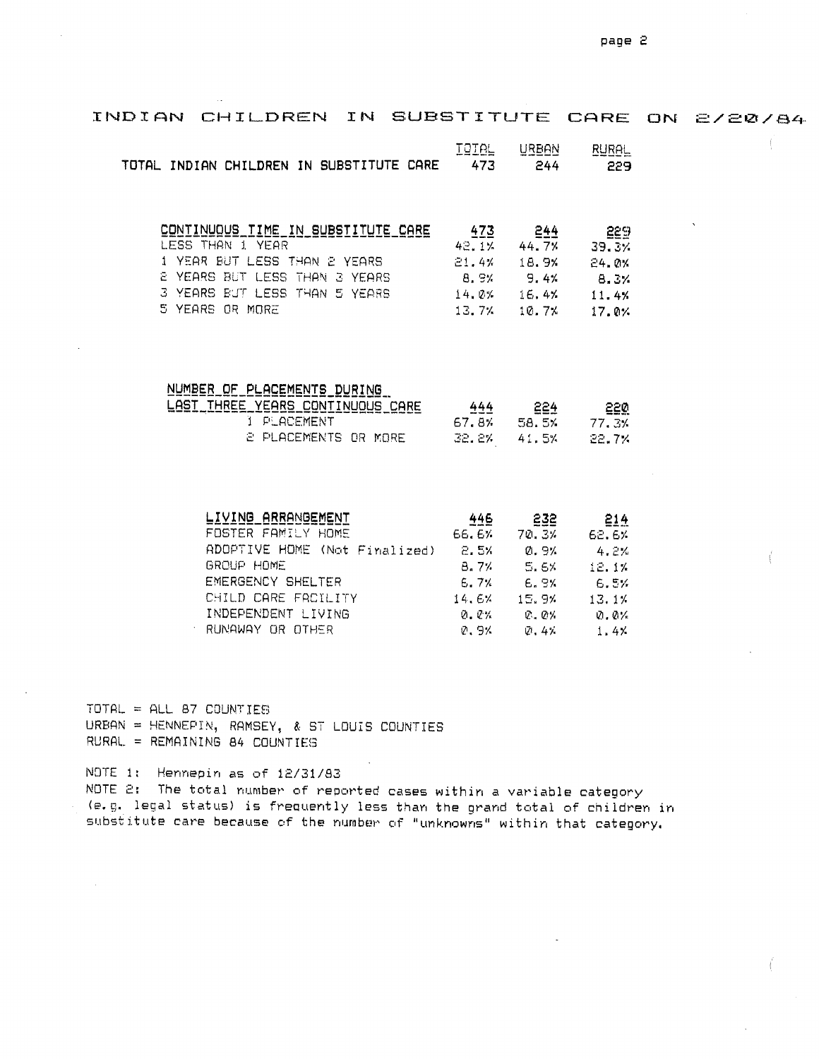# INDIAN CHILDREN IN SUBSTITUTE CARE ON 2/20/84

| | TOTAL | URBAN | RURAL |
|---|---|---|---|
| TOTAL INDIAN CHILDREN IN SUBSTITUTE CARE | 473 | 244 | 229 |

| CONTINUOUS TIME IN SUBSTITUTE CARE | 473 | 244 | 229 |
|---|---|---|---|
| LESS THAN 1 YEAR | 42.1% | 44.7% | 39.3% |
| 1 YEAR BUT LESS THAN 2 YEARS | 21.4% | 18.9% | 24.0% |
| 2 YEARS BUT LESS THAN 3 YEARS | 8.9% | 9.4% | 8.3% |
| 3 YEARS BUT LESS THAN 5 YEARS | 14.0% | 16.4% | 11.4% |
| 5 YEARS OR MORE | 13.7% | 10.7% | 17.0% |

| NUMBER OF PLACEMENTS DURING LAST THREE YEARS CONTINUOUS CARE | 444 | 224 | 220 |
|---|---|---|---|
| 1 PLACEMENT | 67.8% | 58.5% | 77.3% |
| 2 PLACEMENTS OR MORE | 32.2% | 41.5% | 22.7% |

| LIVING ARRANGEMENT | 446 | 232 | 214 |
|---|---|---|---|
| FOSTER FAMILY HOME | 66.6% | 70.3% | 62.6% |
| ADOPTIVE HOME (Not Finalized) | 2.5% | 0.9% | 4.2% |
| GROUP HOME | 8.7% | 5.6% | 12.1% |
| EMERGENCY SHELTER | 6.7% | 6.9% | 6.5% |
| CHILD CARE FACILITY | 14.6% | 15.9% | 13.1% |
| INDEPENDENT LIVING | 0.0% | 0.0% | 0.0% |
| RUNAWAY OR OTHER | 0.9% | 0.4% | 1.4% |

TOTAL = ALL 87 COUNTIES
URBAN = HENNEPIN, RAMSEY, & ST LOUIS COUNTIES
RURAL = REMAINING 84 COUNTIES

NOTE 1: Hennepin as of 12/31/83
NOTE 2: The total number of reported cases within a variable category (e.g. legal status) is frequently less than the grand total of children in substitute care because of the number of "unknowns" within that category.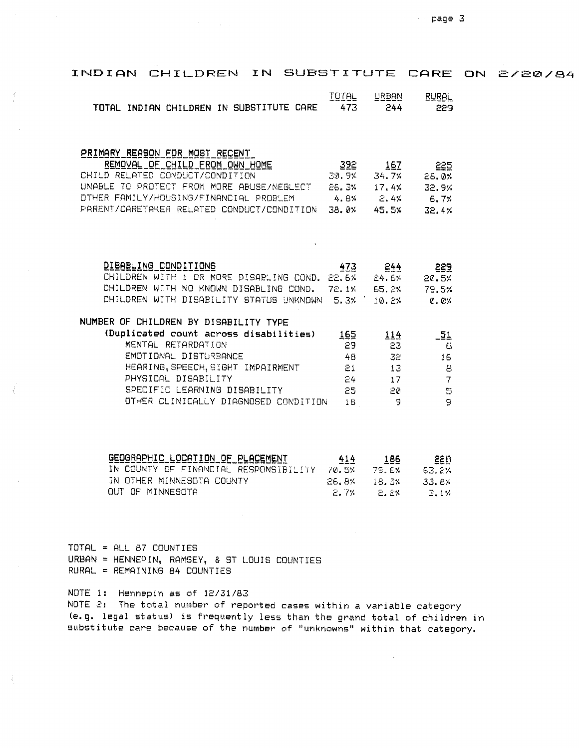# INDIAN CHILDREN IN SUBSTITUTE CARE ON 2/20/84

| | TOTAL | URBAN | RURAL |
|---|---|---|---|
| TOTAL INDIAN CHILDREN IN SUBSTITUTE CARE | 473 | 244 | 229 |

| PRIMARY REASON FOR MOST RECENT REMOVAL OF CHILD FROM OWN HOME | 392 | 167 | 225 |
|---|---|---|---|
| CHILD RELATED CONDUCT/CONDITION | 30.9% | 34.7% | 28.0% |
| UNABLE TO PROTECT FROM MORE ABUSE/NEGLECT | 26.3% | 17.4% | 32.9% |
| OTHER FAMILY/HOUSING/FINANCIAL PROBLEM | 4.8% | 2.4% | 6.7% |
| PARENT/CARETAKER RELATED CONDUCT/CONDITION | 38.0% | 45.5% | 32.4% |

| DISABLING CONDITIONS | 473 | 244 | 229 |
|---|---|---|---|
| CHILDREN WITH 1 OR MORE DISABLING COND. | 22.6% | 24.6% | 20.5% |
| CHILDREN WITH NO KNOWN DISABLING COND. | 72.1% | 65.2% | 79.5% |
| CHILDREN WITH DISABILITY STATUS UNKNOWN | 5.3% | 10.2% | 0.0% |

| NUMBER OF CHILDREN BY DISABILITY TYPE (Duplicated count across disabilities) | 165 | 114 | 51 |
|---|---|---|---|
| MENTAL RETARDATION | 29 | 23 | 6 |
| EMOTIONAL DISTURBANCE | 48 | 32 | 16 |
| HEARING, SPEECH, SIGHT IMPAIRMENT | 21 | 13 | 8 |
| PHYSICAL DISABILITY | 24 | 17 | 7 |
| SPECIFIC LEARNING DISABILITY | 25 | 20 | 5 |
| OTHER CLINICALLY DIAGNOSED CONDITION | 18 | 9 | 9 |

| GEOGRAPHIC LOCATION OF PLACEMENT | 414 | 186 | 228 |
|---|---|---|---|
| IN COUNTY OF FINANCIAL RESPONSIBILITY | 70.5% | 79.6% | 63.2% |
| IN OTHER MINNESOTA COUNTY | 26.8% | 18.3% | 33.8% |
| OUT OF MINNESOTA | 2.7% | 2.2% | 3.1% |

TOTAL = ALL 87 COUNTIES
URBAN = HENNEPIN, RAMSEY, & ST LOUIS COUNTIES
RURAL = REMAINING 84 COUNTIES

NOTE 1: Hennepin as of 12/31/83
NOTE 2: The total number of reported cases within a variable category (e.g. legal status) is frequently less than the grand total of children in substitute care because of the number of "unknowns" within that category.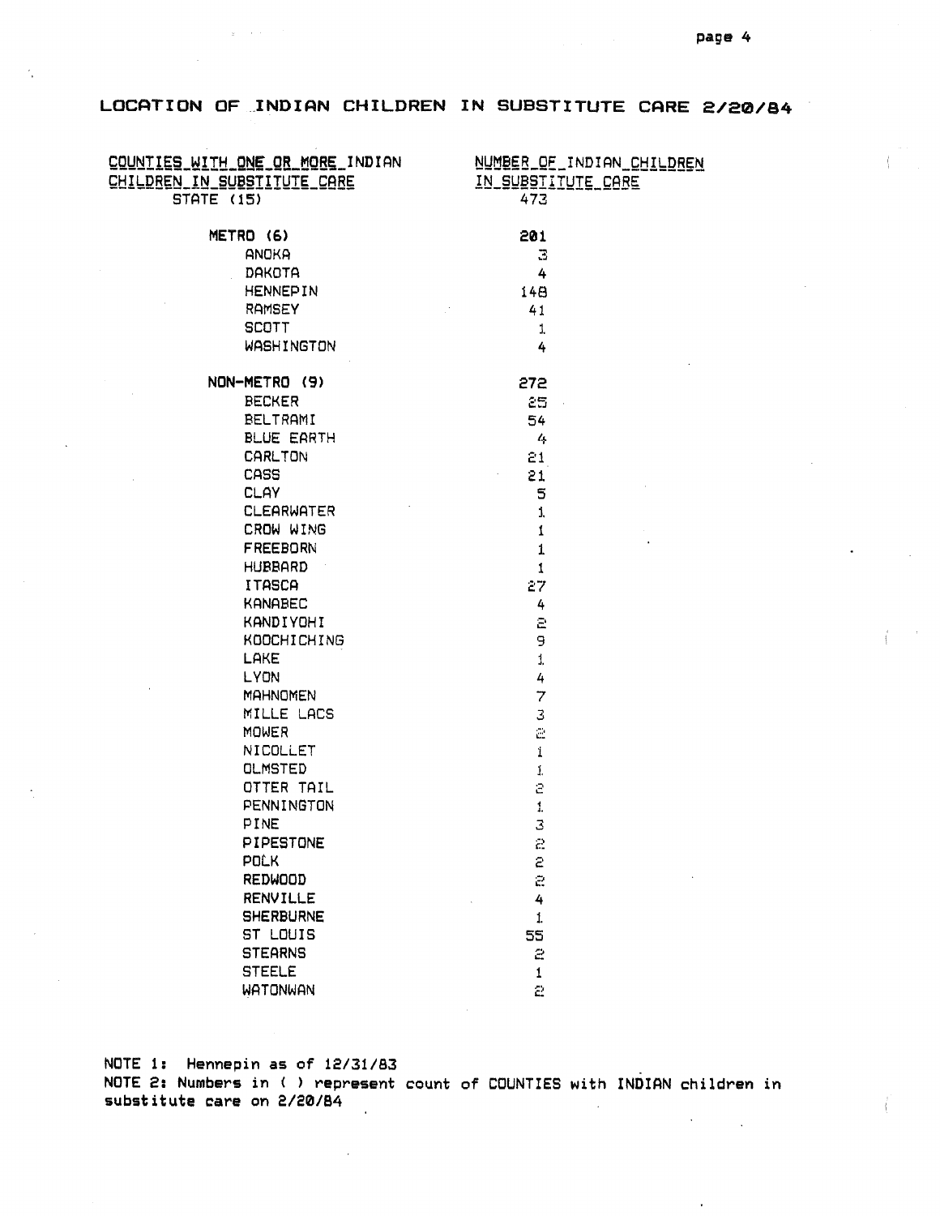# LOCATION OF INDIAN CHILDREN IN SUBSTITUTE CARE 2/20/84

| COUNTIES WITH ONE OR MORE INDIAN CHILDREN IN SUBSTITUTE CARE | NUMBER OF INDIAN CHILDREN IN SUBSTITUTE CARE |
|---|---|
| STATE (15) | 473 |
| **METRO (6)** | **201** |
| ANOKA | 3 |
| DAKOTA | 4 |
| HENNEPIN | 148 |
| RAMSEY | 41 |
| SCOTT | 1 |
| WASHINGTON | 4 |
| **NON-METRO (9)** | **272** |
| BECKER | 25 |
| BELTRAMI | 54 |
| BLUE EARTH | 4 |
| CARLTON | 21 |
| CASS | 21 |
| CLAY | 5 |
| CLEARWATER | 1 |
| CROW WING | 1 |
| FREEBORN | 1 |
| HUBBARD | 1 |
| ITASCA | 27 |
| KANABEC | 4 |
| KANDIYOHI | 2 |
| KOOCHICHING | 9 |
| LAKE | 1 |
| LYON | 4 |
| MAHNOMEN | 7 |
| MILLE LACS | 3 |
| MOWER | 2 |
| NICOLLET | 1 |
| OLMSTED | 1 |
| OTTER TAIL | 2 |
| PENNINGTON | 1 |
| PINE | 3 |
| PIPESTONE | 2 |
| POLK | 2 |
| REDWOOD | 2 |
| RENVILLE | 4 |
| SHERBURNE | 1 |
| ST LOUIS | 55 |
| STEARNS | 2 |
| STEELE | 1 |
| WATONWAN | 2 |

NOTE 1: Hennepin as of 12/31/83
NOTE 2: Numbers in ( ) represent count of COUNTIES with INDIAN children in substitute care on 2/20/84